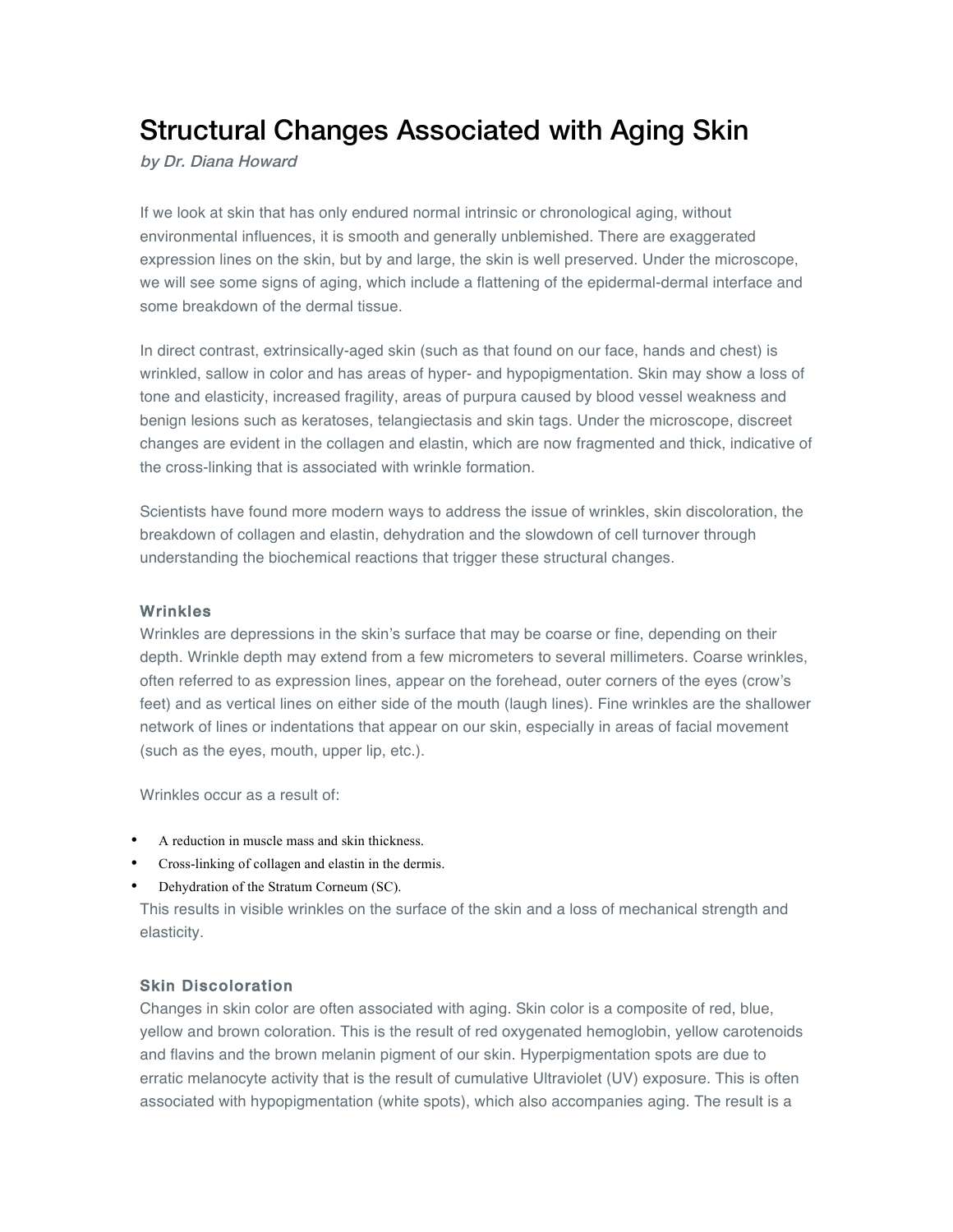# Structural Changes Associated with Aging Skin

*by Dr. Diana Howard*

If we look at skin that has only endured normal intrinsic or chronological aging, without environmental influences, it is smooth and generally unblemished. There are exaggerated expression lines on the skin, but by and large, the skin is well preserved. Under the microscope, we will see some signs of aging, which include a flattening of the epidermal-dermal interface and some breakdown of the dermal tissue.

In direct contrast, extrinsically-aged skin (such as that found on our face, hands and chest) is wrinkled, sallow in color and has areas of hyper- and hypopigmentation. Skin may show a loss of tone and elasticity, increased fragility, areas of purpura caused by blood vessel weakness and benign lesions such as keratoses, telangiectasis and skin tags. Under the microscope, discreet changes are evident in the collagen and elastin, which are now fragmented and thick, indicative of the cross-linking that is associated with wrinkle formation.

Scientists have found more modern ways to address the issue of wrinkles, skin discoloration, the breakdown of collagen and elastin, dehydration and the slowdown of cell turnover through understanding the biochemical reactions that trigger these structural changes.

### Wrinkles

Wrinkles are depressions in the skin's surface that may be coarse or fine, depending on their depth. Wrinkle depth may extend from a few micrometers to several millimeters. Coarse wrinkles, often referred to as expression lines, appear on the forehead, outer corners of the eyes (crow's feet) and as vertical lines on either side of the mouth (laugh lines). Fine wrinkles are the shallower network of lines or indentations that appear on our skin, especially in areas of facial movement (such as the eyes, mouth, upper lip, etc.).

Wrinkles occur as a result of:

- A reduction in muscle mass and skin thickness.
- Cross-linking of collagen and elastin in the dermis.
- Dehydration of the Stratum Corneum (SC).

This results in visible wrinkles on the surface of the skin and a loss of mechanical strength and elasticity.

### Skin Discoloration

Changes in skin color are often associated with aging. Skin color is a composite of red, blue, yellow and brown coloration. This is the result of red oxygenated hemoglobin, yellow carotenoids and flavins and the brown melanin pigment of our skin. Hyperpigmentation spots are due to erratic melanocyte activity that is the result of cumulative Ultraviolet (UV) exposure. This is often associated with hypopigmentation (white spots), which also accompanies aging. The result is a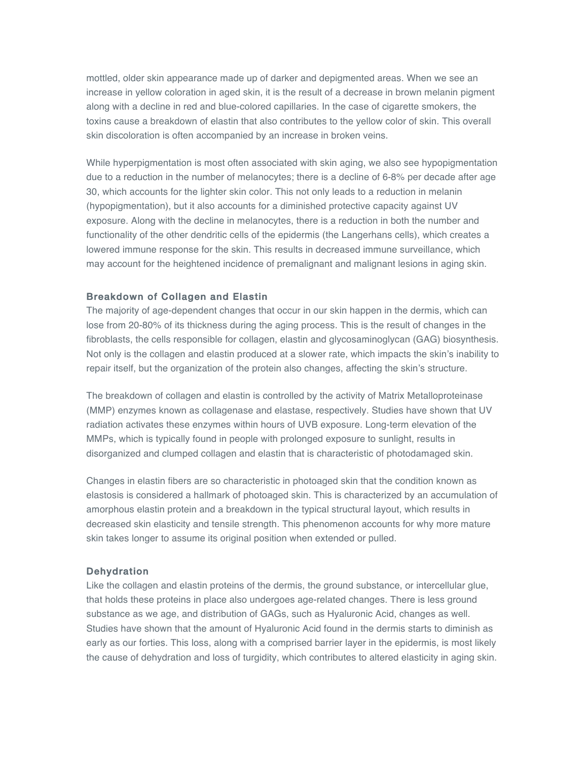mottled, older skin appearance made up of darker and depigmented areas. When we see an increase in yellow coloration in aged skin, it is the result of a decrease in brown melanin pigment along with a decline in red and blue-colored capillaries. In the case of cigarette smokers, the toxins cause a breakdown of elastin that also contributes to the yellow color of skin. This overall skin discoloration is often accompanied by an increase in broken veins.

While hyperpigmentation is most often associated with skin aging, we also see hypopigmentation due to a reduction in the number of melanocytes; there is a decline of 6-8% per decade after age 30, which accounts for the lighter skin color. This not only leads to a reduction in melanin (hypopigmentation), but it also accounts for a diminished protective capacity against UV exposure. Along with the decline in melanocytes, there is a reduction in both the number and functionality of the other dendritic cells of the epidermis (the Langerhans cells), which creates a lowered immune response for the skin. This results in decreased immune surveillance, which may account for the heightened incidence of premalignant and malignant lesions in aging skin.

### Breakdown of Collagen and Elastin

The majority of age-dependent changes that occur in our skin happen in the dermis, which can lose from 20-80% of its thickness during the aging process. This is the result of changes in the fibroblasts, the cells responsible for collagen, elastin and glycosaminoglycan (GAG) biosynthesis. Not only is the collagen and elastin produced at a slower rate, which impacts the skin's inability to repair itself, but the organization of the protein also changes, affecting the skin's structure.

The breakdown of collagen and elastin is controlled by the activity of Matrix Metalloproteinase (MMP) enzymes known as collagenase and elastase, respectively. Studies have shown that UV radiation activates these enzymes within hours of UVB exposure. Long-term elevation of the MMPs, which is typically found in people with prolonged exposure to sunlight, results in disorganized and clumped collagen and elastin that is characteristic of photodamaged skin.

Changes in elastin fibers are so characteristic in photoaged skin that the condition known as elastosis is considered a hallmark of photoaged skin. This is characterized by an accumulation of amorphous elastin protein and a breakdown in the typical structural layout, which results in decreased skin elasticity and tensile strength. This phenomenon accounts for why more mature skin takes longer to assume its original position when extended or pulled.

### Dehydration

Like the collagen and elastin proteins of the dermis, the ground substance, or intercellular glue, that holds these proteins in place also undergoes age-related changes. There is less ground substance as we age, and distribution of GAGs, such as Hyaluronic Acid, changes as well. Studies have shown that the amount of Hyaluronic Acid found in the dermis starts to diminish as early as our forties. This loss, along with a comprised barrier layer in the epidermis, is most likely the cause of dehydration and loss of turgidity, which contributes to altered elasticity in aging skin.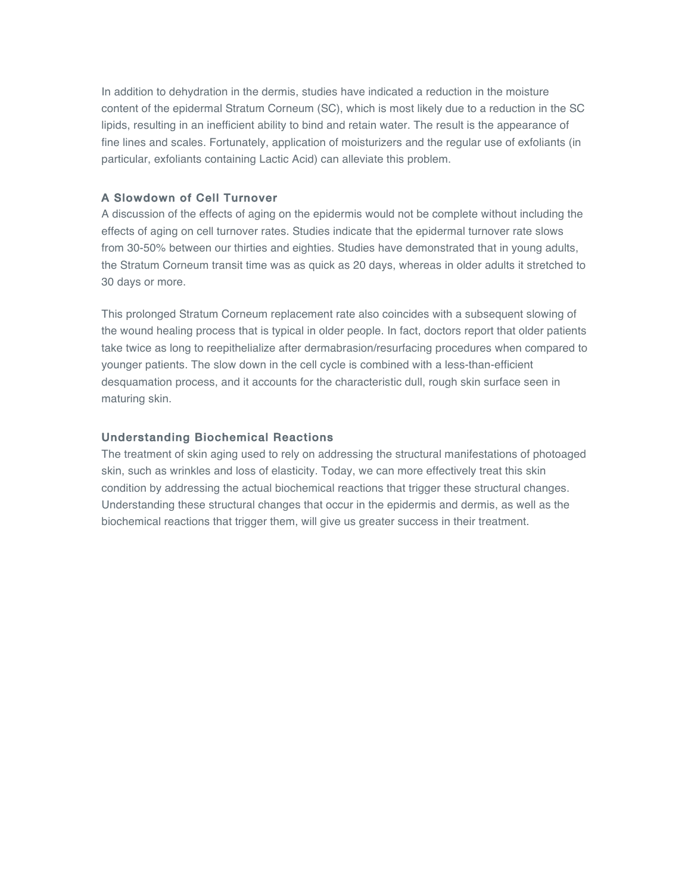In addition to dehydration in the dermis, studies have indicated a reduction in the moisture content of the epidermal Stratum Corneum (SC), which is most likely due to a reduction in the SC lipids, resulting in an inefficient ability to bind and retain water. The result is the appearance of fine lines and scales. Fortunately, application of moisturizers and the regular use of exfoliants (in particular, exfoliants containing Lactic Acid) can alleviate this problem.

### A Slowdown of Cell Turnover

A discussion of the effects of aging on the epidermis would not be complete without including the effects of aging on cell turnover rates. Studies indicate that the epidermal turnover rate slows from 30-50% between our thirties and eighties. Studies have demonstrated that in young adults, the Stratum Corneum transit time was as quick as 20 days, whereas in older adults it stretched to 30 days or more.

This prolonged Stratum Corneum replacement rate also coincides with a subsequent slowing of the wound healing process that is typical in older people. In fact, doctors report that older patients take twice as long to reepithelialize after dermabrasion/resurfacing procedures when compared to younger patients. The slow down in the cell cycle is combined with a less-than-efficient desquamation process, and it accounts for the characteristic dull, rough skin surface seen in maturing skin.

### Understanding Biochemical Reactions

The treatment of skin aging used to rely on addressing the structural manifestations of photoaged skin, such as wrinkles and loss of elasticity. Today, we can more effectively treat this skin condition by addressing the actual biochemical reactions that trigger these structural changes. Understanding these structural changes that occur in the epidermis and dermis, as well as the biochemical reactions that trigger them, will give us greater success in their treatment.